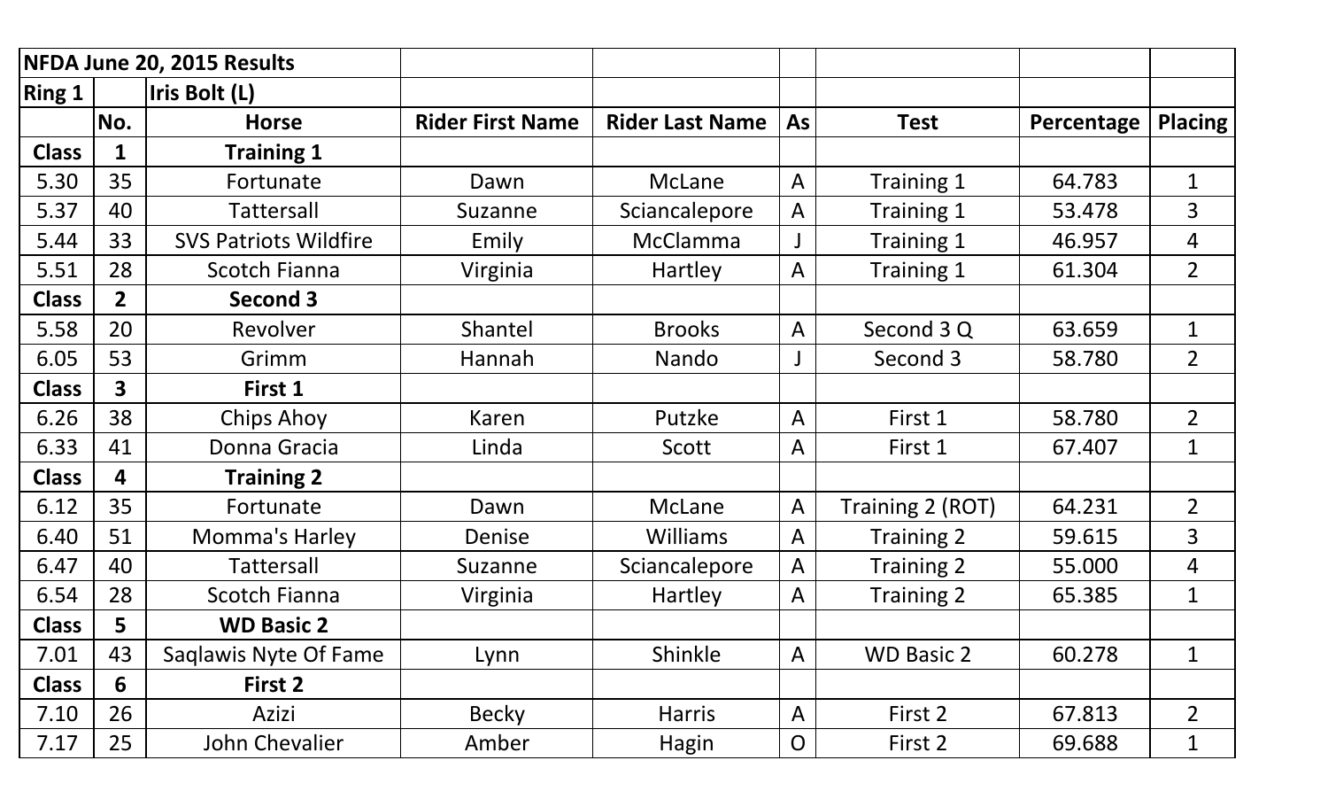| NFDA June 20, 2015 Results | | | | | | | | |
|---|---|---|---|---|---|---|---|---|
| **Ring 1** | | **Iris Bolt (L)** | | | | | | |
| | **No.** | **Horse** | **Rider First Name** | **Rider Last Name** | **As** | **Test** | **Percentage** | **Placing** |
| **Class** | **1** | **Training 1** | | | | | | |
| 5.30 | 35 | Fortunate | Dawn | McLane | A | Training 1 | 64.783 | 1 |
| 5.37 | 40 | Tattersall | Suzanne | Sciancalepore | A | Training 1 | 53.478 | 3 |
| 5.44 | 33 | SVS Patriots Wildfire | Emily | McClamma | J | Training 1 | 46.957 | 4 |
| 5.51 | 28 | Scotch Fianna | Virginia | Hartley | A | Training 1 | 61.304 | 2 |
| **Class** | **2** | **Second 3** | | | | | | |
| 5.58 | 20 | Revolver | Shantel | Brooks | A | Second 3 Q | 63.659 | 1 |
| 6.05 | 53 | Grimm | Hannah | Nando | J | Second 3 | 58.780 | 2 |
| **Class** | **3** | **First 1** | | | | | | |
| 6.26 | 38 | Chips Ahoy | Karen | Putzke | A | First 1 | 58.780 | 2 |
| 6.33 | 41 | Donna Gracia | Linda | Scott | A | First 1 | 67.407 | 1 |
| **Class** | **4** | **Training 2** | | | | | | |
| 6.12 | 35 | Fortunate | Dawn | McLane | A | Training 2 (ROT) | 64.231 | 2 |
| 6.40 | 51 | Momma's Harley | Denise | Williams | A | Training 2 | 59.615 | 3 |
| 6.47 | 40 | Tattersall | Suzanne | Sciancalepore | A | Training 2 | 55.000 | 4 |
| 6.54 | 28 | Scotch Fianna | Virginia | Hartley | A | Training 2 | 65.385 | 1 |
| **Class** | **5** | **WD Basic 2** | | | | | | |
| 7.01 | 43 | Saqlawis Nyte Of Fame | Lynn | Shinkle | A | WD Basic 2 | 60.278 | 1 |
| **Class** | **6** | **First 2** | | | | | | |
| 7.10 | 26 | Azizi | Becky | Harris | A | First 2 | 67.813 | 2 |
| 7.17 | 25 | John Chevalier | Amber | Hagin | O | First 2 | 69.688 | 1 |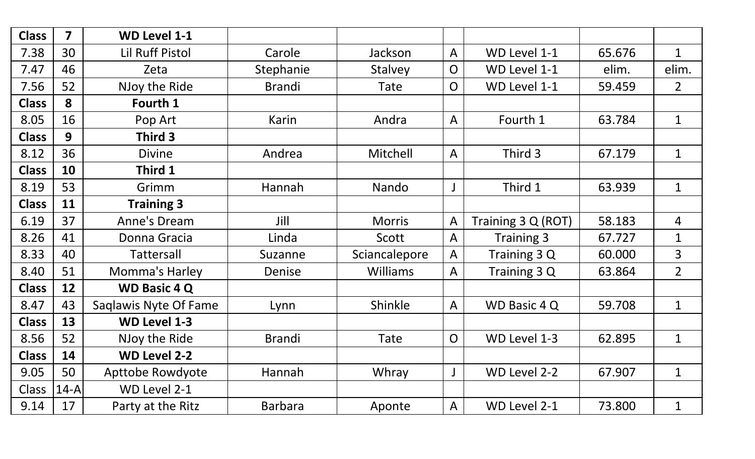| Class | 7 | WD Level 1-1 | | | | | | |
|---|---|---|---|---|---|---|---|---|
| 7.38 | 30 | Lil Ruff Pistol | Carole | Jackson | A | WD Level 1-1 | 65.676 | 1 |
| 7.47 | 46 | Zeta | Stephanie | Stalvey | O | WD Level 1-1 | elim. | elim. |
| 7.56 | 52 | NJoy the Ride | Brandi | Tate | O | WD Level 1-1 | 59.459 | 2 |
| **Class** | **8** | **Fourth 1** | | | | | | |
| 8.05 | 16 | Pop Art | Karin | Andra | A | Fourth 1 | 63.784 | 1 |
| **Class** | **9** | **Third 3** | | | | | | |
| 8.12 | 36 | Divine | Andrea | Mitchell | A | Third 3 | 67.179 | 1 |
| **Class** | **10** | **Third 1** | | | | | | |
| 8.19 | 53 | Grimm | Hannah | Nando | J | Third 1 | 63.939 | 1 |
| **Class** | **11** | **Training 3** | | | | | | |
| 6.19 | 37 | Anne's Dream | Jill | Morris | A | Training 3 Q (ROT) | 58.183 | 4 |
| 8.26 | 41 | Donna Gracia | Linda | Scott | A | Training 3 | 67.727 | 1 |
| 8.33 | 40 | Tattersall | Suzanne | Sciancalepore | A | Training 3 Q | 60.000 | 3 |
| 8.40 | 51 | Momma's Harley | Denise | Williams | A | Training 3 Q | 63.864 | 2 |
| **Class** | **12** | **WD Basic 4 Q** | | | | | | |
| 8.47 | 43 | Saqlawis Nyte Of Fame | Lynn | Shinkle | A | WD Basic 4 Q | 59.708 | 1 |
| **Class** | **13** | **WD Level 1-3** | | | | | | |
| 8.56 | 52 | NJoy the Ride | Brandi | Tate | O | WD Level 1-3 | 62.895 | 1 |
| **Class** | **14** | **WD Level 2-2** | | | | | | |
| 9.05 | 50 | Apttobe Rowdyote | Hannah | Whray | J | WD Level 2-2 | 67.907 | 1 |
| Class | 14-A | WD Level 2-1 | | | | | | |
| 9.14 | 17 | Party at the Ritz | Barbara | Aponte | A | WD Level 2-1 | 73.800 | 1 |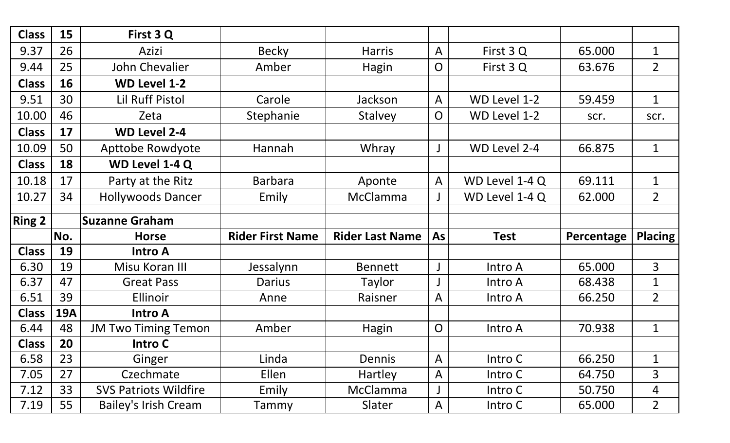| Class | 15 | First 3 Q | | | | | | |
|---|---|---|---|---|---|---|---|---|
| 9.37 | 26 | Azizi | Becky | Harris | A | First 3 Q | 65.000 | 1 |
| 9.44 | 25 | John Chevalier | Amber | Hagin | O | First 3 Q | 63.676 | 2 |
| **Class** | **16** | **WD Level 1-2** | | | | | | |
| 9.51 | 30 | Lil Ruff Pistol | Carole | Jackson | A | WD Level 1-2 | 59.459 | 1 |
| 10.00 | 46 | Zeta | Stephanie | Stalvey | O | WD Level 1-2 | scr. | scr. |
| **Class** | **17** | **WD Level 2-4** | | | | | | |
| 10.09 | 50 | Apttobe Rowdyote | Hannah | Whray | J | WD Level 2-4 | 66.875 | 1 |
| **Class** | **18** | **WD Level 1-4 Q** | | | | | | |
| 10.18 | 17 | Party at the Ritz | Barbara | Aponte | A | WD Level 1-4 Q | 69.111 | 1 |
| 10.27 | 34 | Hollywoods Dancer | Emily | McClamma | J | WD Level 1-4 Q | 62.000 | 2 |
| | | | | | | | | |
| **Ring 2** | | **Suzanne Graham** | | | | | | |
| | **No.** | **Horse** | **Rider First Name** | **Rider Last Name** | **As** | **Test** | **Percentage** | **Placing** |
| **Class** | **19** | **Intro A** | | | | | | |
| 6.30 | 19 | Misu Koran III | Jessalynn | Bennett | J | Intro A | 65.000 | 3 |
| 6.37 | 47 | Great Pass | Darius | Taylor | J | Intro A | 68.438 | 1 |
| 6.51 | 39 | Ellinoir | Anne | Raisner | A | Intro A | 66.250 | 2 |
| **Class** | **19A** | **Intro A** | | | | | | |
| 6.44 | 48 | JM Two Timing Temon | Amber | Hagin | O | Intro A | 70.938 | 1 |
| **Class** | **20** | **Intro C** | | | | | | |
| 6.58 | 23 | Ginger | Linda | Dennis | A | Intro C | 66.250 | 1 |
| 7.05 | 27 | Czechmate | Ellen | Hartley | A | Intro C | 64.750 | 3 |
| 7.12 | 33 | SVS Patriots Wildfire | Emily | McClamma | J | Intro C | 50.750 | 4 |
| 7.19 | 55 | Bailey's Irish Cream | Tammy | Slater | A | Intro C | 65.000 | 2 |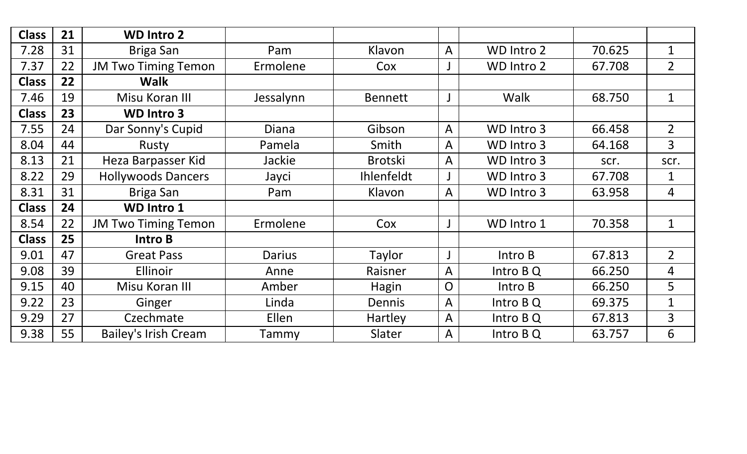| Class | 21 | WD Intro 2 | | | | | | |
|---|---|---|---|---|---|---|---|---|
| 7.28 | 31 | Briga San | Pam | Klavon | A | WD Intro 2 | 70.625 | 1 |
| 7.37 | 22 | JM Two Timing Temon | Ermolene | Cox | J | WD Intro 2 | 67.708 | 2 |
| **Class** | **22** | **Walk** | | | | | | |
| 7.46 | 19 | Misu Koran III | Jessalynn | Bennett | J | Walk | 68.750 | 1 |
| **Class** | **23** | **WD Intro 3** | | | | | | |
| 7.55 | 24 | Dar Sonny's Cupid | Diana | Gibson | A | WD Intro 3 | 66.458 | 2 |
| 8.04 | 44 | Rusty | Pamela | Smith | A | WD Intro 3 | 64.168 | 3 |
| 8.13 | 21 | Heza Barpasser Kid | Jackie | Brotski | A | WD Intro 3 | scr. | scr. |
| 8.22 | 29 | Hollywoods Dancers | Jayci | Ihlenfeldt | J | WD Intro 3 | 67.708 | 1 |
| 8.31 | 31 | Briga San | Pam | Klavon | A | WD Intro 3 | 63.958 | 4 |
| **Class** | **24** | **WD Intro 1** | | | | | | |
| 8.54 | 22 | JM Two Timing Temon | Ermolene | Cox | J | WD Intro 1 | 70.358 | 1 |
| **Class** | **25** | **Intro B** | | | | | | |
| 9.01 | 47 | Great Pass | Darius | Taylor | J | Intro B | 67.813 | 2 |
| 9.08 | 39 | Ellinoir | Anne | Raisner | A | Intro B Q | 66.250 | 4 |
| 9.15 | 40 | Misu Koran III | Amber | Hagin | O | Intro B | 66.250 | 5 |
| 9.22 | 23 | Ginger | Linda | Dennis | A | Intro B Q | 69.375 | 1 |
| 9.29 | 27 | Czechmate | Ellen | Hartley | A | Intro B Q | 67.813 | 3 |
| 9.38 | 55 | Bailey's Irish Cream | Tammy | Slater | A | Intro B Q | 63.757 | 6 |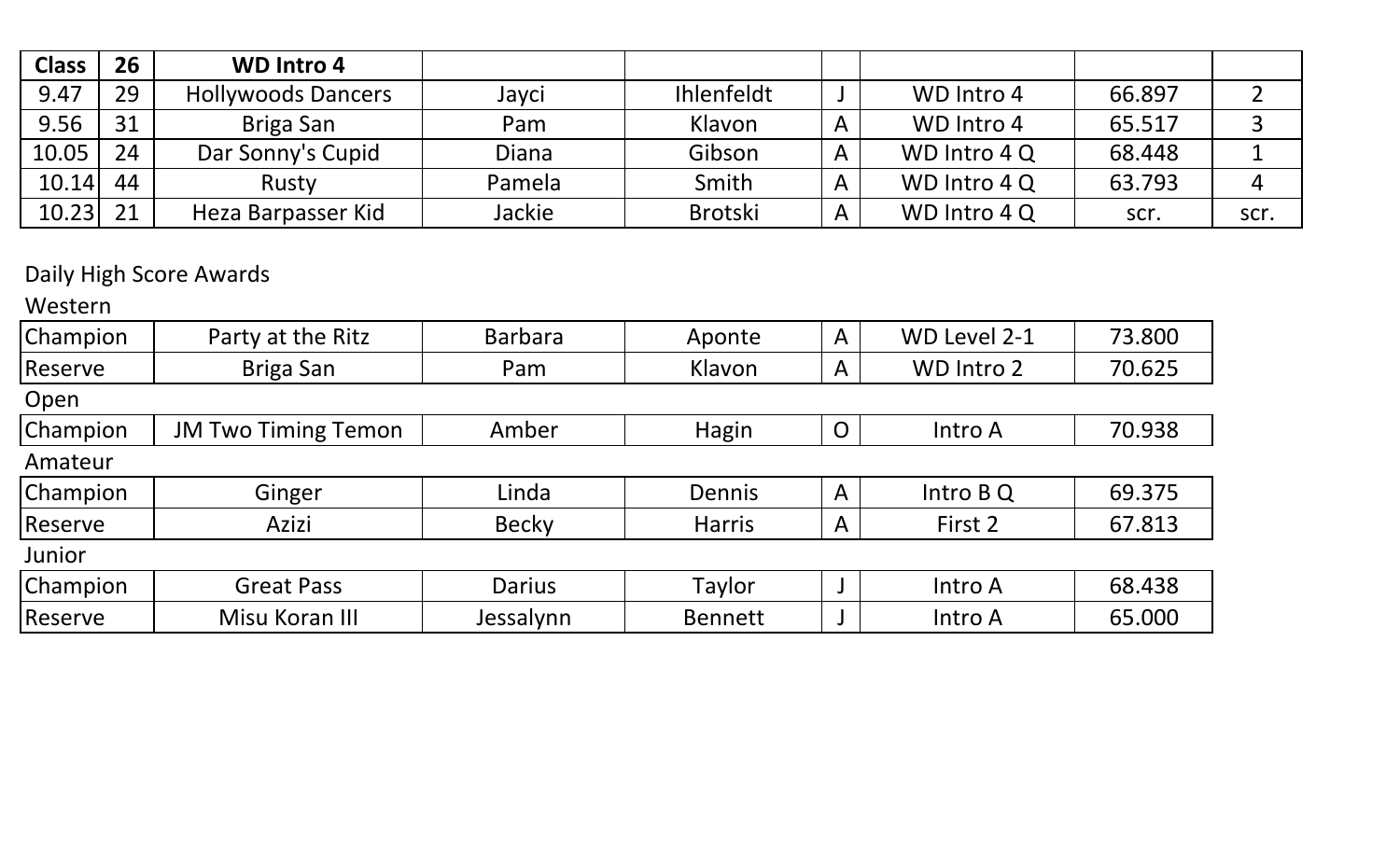| Class | 26 | WD Intro 4 | | | | | | |
|---|---|---|---|---|---|---|---|---|
| 9.47 | 29 | Hollywoods Dancers | Jayci | Ihlenfeldt | J | WD Intro 4 | 66.897 | 2 |
| 9.56 | 31 | Briga San | Pam | Klavon | A | WD Intro 4 | 65.517 | 3 |
| 10.05 | 24 | Dar Sonny's Cupid | Diana | Gibson | A | WD Intro 4 Q | 68.448 | 1 |
| 10.14 | 44 | Rusty | Pamela | Smith | A | WD Intro 4 Q | 63.793 | 4 |
| 10.23 | 21 | Heza Barpasser Kid | Jackie | Brotski | A | WD Intro 4 Q | scr. | scr. |

Daily High Score Awards

Western

| | | | | | | |
|---|---|---|---|---|---|---|
| Champion | Party at the Ritz | Barbara | Aponte | A | WD Level 2-1 | 73.800 |
| Reserve | Briga San | Pam | Klavon | A | WD Intro 2 | 70.625 |

Open

| | | | | | | |
|---|---|---|---|---|---|---|
| Champion | JM Two Timing Temon | Amber | Hagin | O | Intro A | 70.938 |

Amateur

| | | | | | | |
|---|---|---|---|---|---|---|
| Champion | Ginger | Linda | Dennis | A | Intro B Q | 69.375 |
| Reserve | Azizi | Becky | Harris | A | First 2 | 67.813 |

Junior

| | | | | | | |
|---|---|---|---|---|---|---|
| Champion | Great Pass | Darius | Taylor | J | Intro A | 68.438 |
| Reserve | Misu Koran III | Jessalynn | Bennett | J | Intro A | 65.000 |